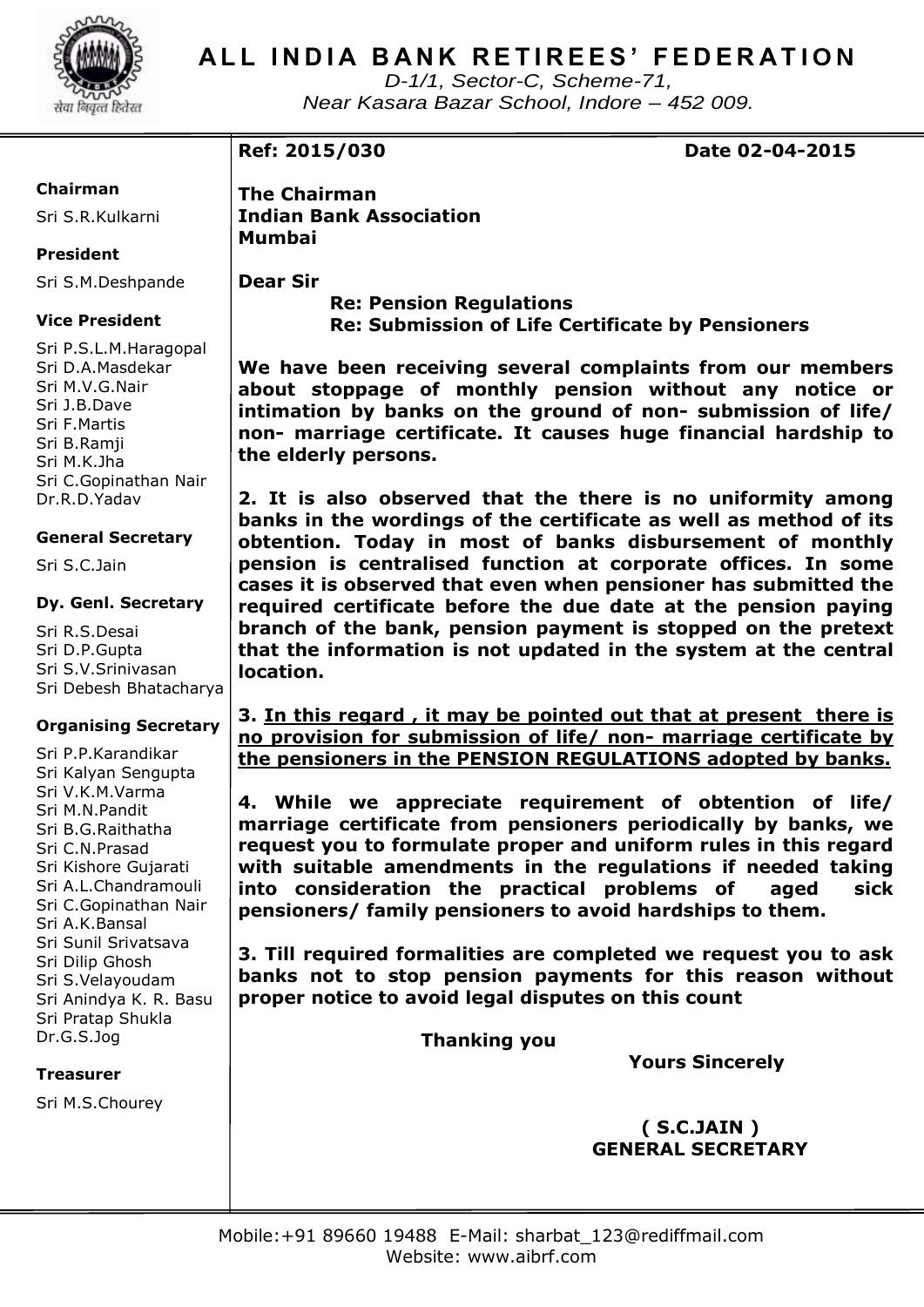# ALL INDIA BANK RETIREES' FEDERATION

*D-1/1, Sector-C, Scheme-71,*
*Near Kasara Bazar School, Indore – 452 009.*

**Chairman**
Sri S.R.Kulkarni

**President**
Sri S.M.Deshpande

**Vice President**
Sri P.S.L.M.Haragopal
Sri D.A.Masdekar
Sri M.V.G.Nair
Sri J.B.Dave
Sri F.Martis
Sri B.Ramji
Sri M.K.Jha
Sri C.Gopinathan Nair
Dr.R.D.Yadav

**General Secretary**
Sri S.C.Jain

**Dy. Genl. Secretary**
Sri R.S.Desai
Sri D.P.Gupta
Sri S.V.Srinivasan
Sri Debesh Bhatacharya

**Organising Secretary**
Sri P.P.Karandikar
Sri Kalyan Sengupta
Sri V.K.M.Varma
Sri M.N.Pandit
Sri B.G.Raithatha
Sri C.N.Prasad
Sri Kishore Gujarati
Sri A.L.Chandramouli
Sri C.Gopinathan Nair
Sri A.K.Bansal
Sri Sunil Srivatsava
Sri Dilip Ghosh
Sri S.Velayoudam
Sri Anindya K. R. Basu
Sri Pratap Shukla
Dr.G.S.Jog

**Treasurer**
Sri M.S.Chourey

**Ref: 2015/030** **Date 02-04-2015**

**The Chairman**
**Indian Bank Association**
**Mumbai**

**Dear Sir**

**Re: Pension Regulations**
**Re: Submission of Life Certificate by Pensioners**

**We have been receiving several complaints from our members about stoppage of monthly pension without any notice or intimation by banks on the ground of non- submission of life/ non- marriage certificate. It causes huge financial hardship to the elderly persons.**

**2. It is also observed that the there is no uniformity among banks in the wordings of the certificate as well as method of its obtention. Today in most of banks disbursement of monthly pension is centralised function at corporate offices. In some cases it is observed that even when pensioner has submitted the required certificate before the due date at the pension paying branch of the bank, pension payment is stopped on the pretext that the information is not updated in the system at the central location.**

**3. <u>In this regard , it may be pointed out that at present there is no provision for submission of life/ non- marriage certificate by the pensioners in the PENSION REGULATIONS adopted by banks.</u>**

**4. While we appreciate requirement of obtention of life/ marriage certificate from pensioners periodically by banks, we request you to formulate proper and uniform rules in this regard with suitable amendments in the regulations if needed taking into consideration the practical problems of aged sick pensioners/ family pensioners to avoid hardships to them.**

**3. Till required formalities are completed we request you to ask banks not to stop pension payments for this reason without proper notice to avoid legal disputes on this count**

**Thanking you**

**Yours Sincerely**

**( S.C.JAIN )**
**GENERAL SECRETARY**

Mobile:+91 89660 19488 E-Mail: sharbat_123@rediffmail.com
Website: www.aibrf.com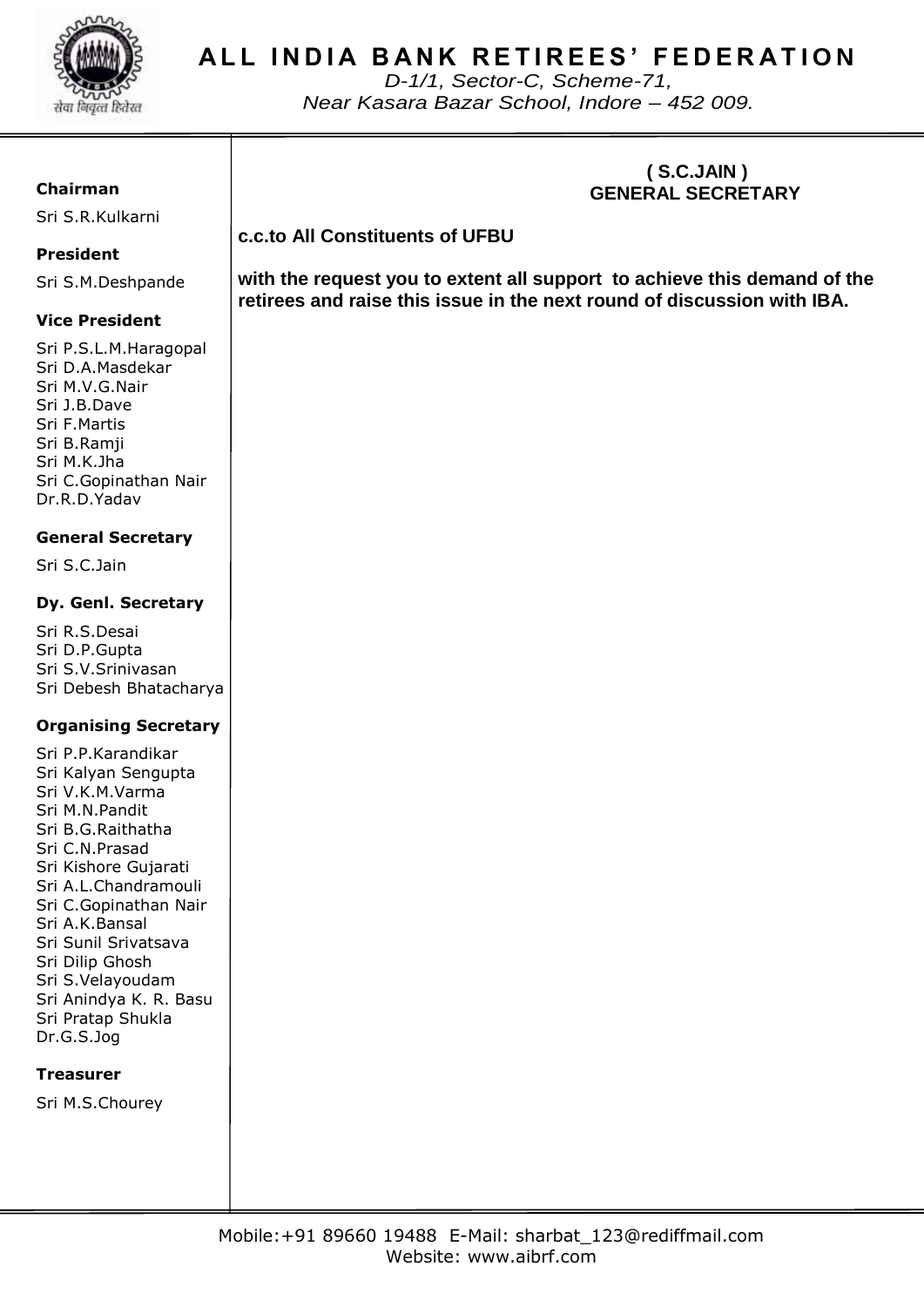# ALL INDIA BANK RETIREES' FEDERATION

*D-1/1, Sector-C, Scheme-71,*
*Near Kasara Bazar School, Indore – 452 009.*

**Chairman**

Sri S.R.Kulkarni

**President**

Sri S.M.Deshpande

**Vice President**

Sri P.S.L.M.Haragopal
Sri D.A.Masdekar
Sri M.V.G.Nair
Sri J.B.Dave
Sri F.Martis
Sri B.Ramji
Sri M.K.Jha
Sri C.Gopinathan Nair
Dr.R.D.Yadav

**General Secretary**

Sri S.C.Jain

**Dy. Genl. Secretary**

Sri R.S.Desai
Sri D.P.Gupta
Sri S.V.Srinivasan
Sri Debesh Bhatacharya

**Organising Secretary**

Sri P.P.Karandikar
Sri Kalyan Sengupta
Sri V.K.M.Varma
Sri M.N.Pandit
Sri B.G.Raithatha
Sri C.N.Prasad
Sri Kishore Gujarati
Sri A.L.Chandramouli
Sri C.Gopinathan Nair
Sri A.K.Bansal
Sri Sunil Srivatsava
Sri Dilip Ghosh
Sri S.Velayoudam
Sri Anindya K. R. Basu
Sri Pratap Shukla
Dr.G.S.Jog

**Treasurer**

Sri M.S.Chourey

**( S.C.JAIN )**
**GENERAL SECRETARY**

**c.c.to All Constituents of UFBU**

**with the request you to extent all support to achieve this demand of the retirees and raise this issue in the next round of discussion with IBA.**

Mobile:+91 89660 19488 E-Mail: sharbat_123@rediffmail.com
Website: www.aibrf.com